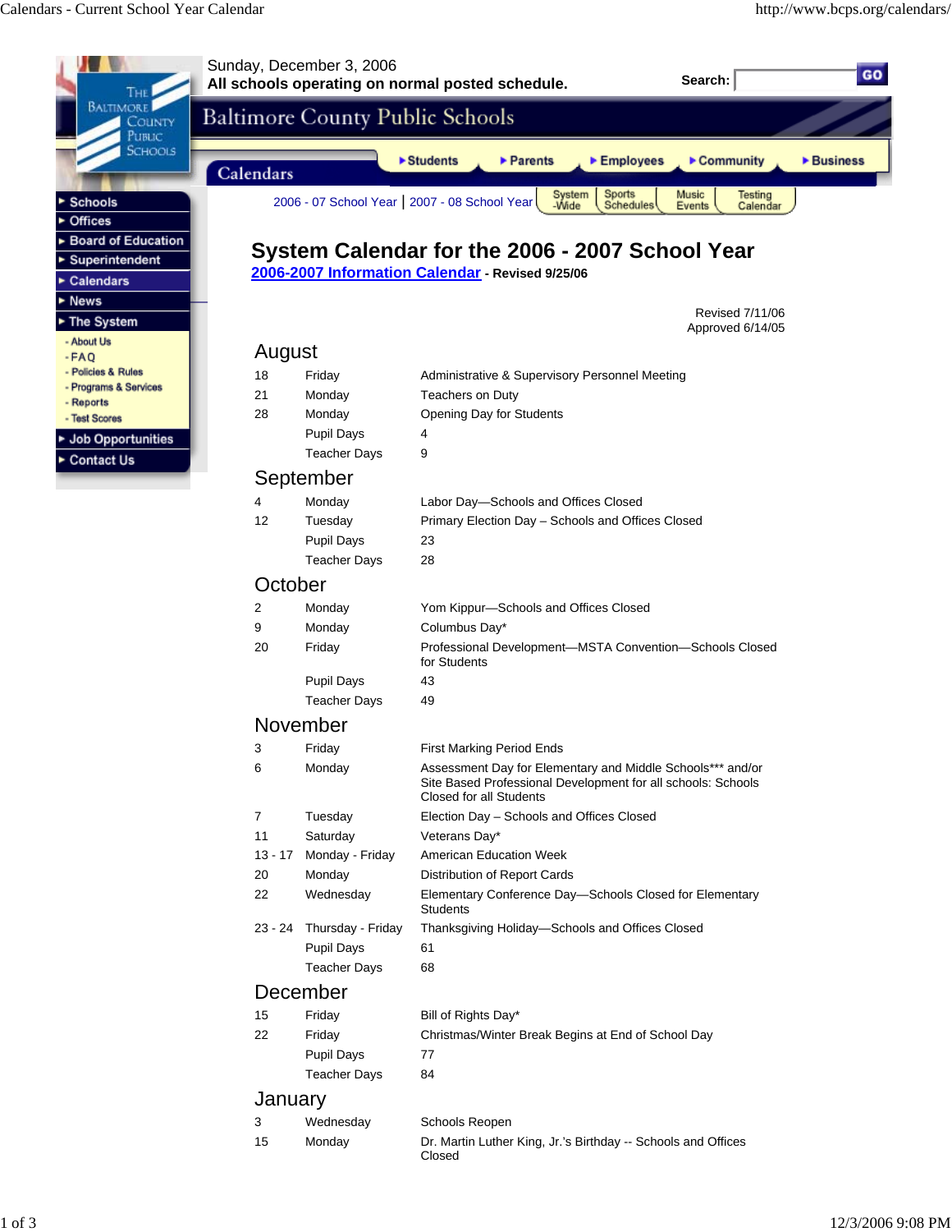Sunday, December 3, 2006
**All schools operating on normal posted schedule.**

Search: GO

Baltimore County Public Schools

Calendars

- Students
- Parents
- Employees
- Community
- Business

- Schools
- Offices
- Board of Education
- Superintendent
- Calendars
- News
- The System
  - About Us
  - FAQ
  - Policies & Rules
  - Programs & Services
  - Reports
  - Test Scores
- Job Opportunities
- Contact Us

2006 - 07 School Year | 2007 - 08 School Year | System-Wide | Sports Schedules | Music Events | Testing Calendar

# System Calendar for the 2006 - 2007 School Year

**2006-2007 Information Calendar - Revised 9/25/06**

Revised 7/11/06
Approved 6/14/05

## August

| | | |
|---|---|---|
| 18 | Friday | Administrative & Supervisory Personnel Meeting |
| 21 | Monday | Teachers on Duty |
| 28 | Monday | Opening Day for Students |
| | Pupil Days | 4 |
| | Teacher Days | 9 |

## September

| | | |
|---|---|---|
| 4 | Monday | Labor Day—Schools and Offices Closed |
| 12 | Tuesday | Primary Election Day – Schools and Offices Closed |
| | Pupil Days | 23 |
| | Teacher Days | 28 |

## October

| | | |
|---|---|---|
| 2 | Monday | Yom Kippur—Schools and Offices Closed |
| 9 | Monday | Columbus Day* |
| 20 | Friday | Professional Development—MSTA Convention—Schools Closed for Students |
| | Pupil Days | 43 |
| | Teacher Days | 49 |

## November

| | | |
|---|---|---|
| 3 | Friday | First Marking Period Ends |
| 6 | Monday | Assessment Day for Elementary and Middle Schools*** and/or Site Based Professional Development for all schools: Schools Closed for all Students |
| 7 | Tuesday | Election Day – Schools and Offices Closed |
| 11 | Saturday | Veterans Day* |
| 13 - 17 | Monday - Friday | American Education Week |
| 20 | Monday | Distribution of Report Cards |
| 22 | Wednesday | Elementary Conference Day—Schools Closed for Elementary Students |
| 23 - 24 | Thursday - Friday | Thanksgiving Holiday—Schools and Offices Closed |
| | Pupil Days | 61 |
| | Teacher Days | 68 |

## December

| | | |
|---|---|---|
| 15 | Friday | Bill of Rights Day* |
| 22 | Friday | Christmas/Winter Break Begins at End of School Day |
| | Pupil Days | 77 |
| | Teacher Days | 84 |

## January

| | | |
|---|---|---|
| 3 | Wednesday | Schools Reopen |
| 15 | Monday | Dr. Martin Luther King, Jr.'s Birthday -- Schools and Offices Closed |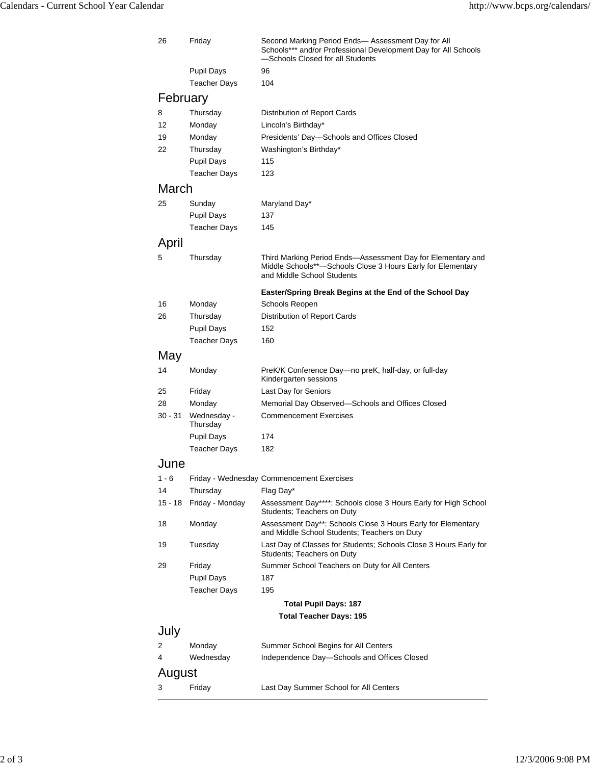| | | |
|---|---|---|
| 26 | Friday | Second Marking Period Ends— Assessment Day for All Schools*** and/or Professional Development Day for All Schools —Schools Closed for all Students |
| | Pupil Days | 96 |
| | Teacher Days | 104 |

## February

| | | |
|---|---|---|
| 8 | Thursday | Distribution of Report Cards |
| 12 | Monday | Lincoln's Birthday* |
| 19 | Monday | Presidents' Day—Schools and Offices Closed |
| 22 | Thursday | Washington's Birthday* |
| | Pupil Days | 115 |
| | Teacher Days | 123 |

## March

| | | |
|---|---|---|
| 25 | Sunday | Maryland Day* |
| | Pupil Days | 137 |
| | Teacher Days | 145 |

## April

| | | |
|---|---|---|
| 5 | Thursday | Third Marking Period Ends—Assessment Day for Elementary and Middle Schools**—Schools Close 3 Hours Early for Elementary and Middle School Students |
| | | **Easter/Spring Break Begins at the End of the School Day** |
| 16 | Monday | Schools Reopen |
| 26 | Thursday | Distribution of Report Cards |
| | Pupil Days | 152 |
| | Teacher Days | 160 |

## May

| | | |
|---|---|---|
| 14 | Monday | PreK/K Conference Day—no preK, half-day, or full-day Kindergarten sessions |
| 25 | Friday | Last Day for Seniors |
| 28 | Monday | Memorial Day Observed—Schools and Offices Closed |
| 30 - 31 | Wednesday - Thursday | Commencement Exercises |
| | Pupil Days | 174 |
| | Teacher Days | 182 |

## June

| | | |
|---|---|---|
| 1 - 6 | Friday - Wednesday | Commencement Exercises |
| 14 | Thursday | Flag Day* |
| 15 - 18 | Friday - Monday | Assessment Day****: Schools close 3 Hours Early for High School Students; Teachers on Duty |
| 18 | Monday | Assessment Day**: Schools Close 3 Hours Early for Elementary and Middle School Students; Teachers on Duty |
| 19 | Tuesday | Last Day of Classes for Students; Schools Close 3 Hours Early for Students; Teachers on Duty |
| 29 | Friday | Summer School Teachers on Duty for All Centers |
| | Pupil Days | 187 |
| | Teacher Days | 195 |

**Total Pupil Days: 187**

**Total Teacher Days: 195**

## July

| | | |
|---|---|---|
| 2 | Monday | Summer School Begins for All Centers |
| 4 | Wednesday | Independence Day—Schools and Offices Closed |

## August

| | | |
|---|---|---|
| 3 | Friday | Last Day Summer School for All Centers |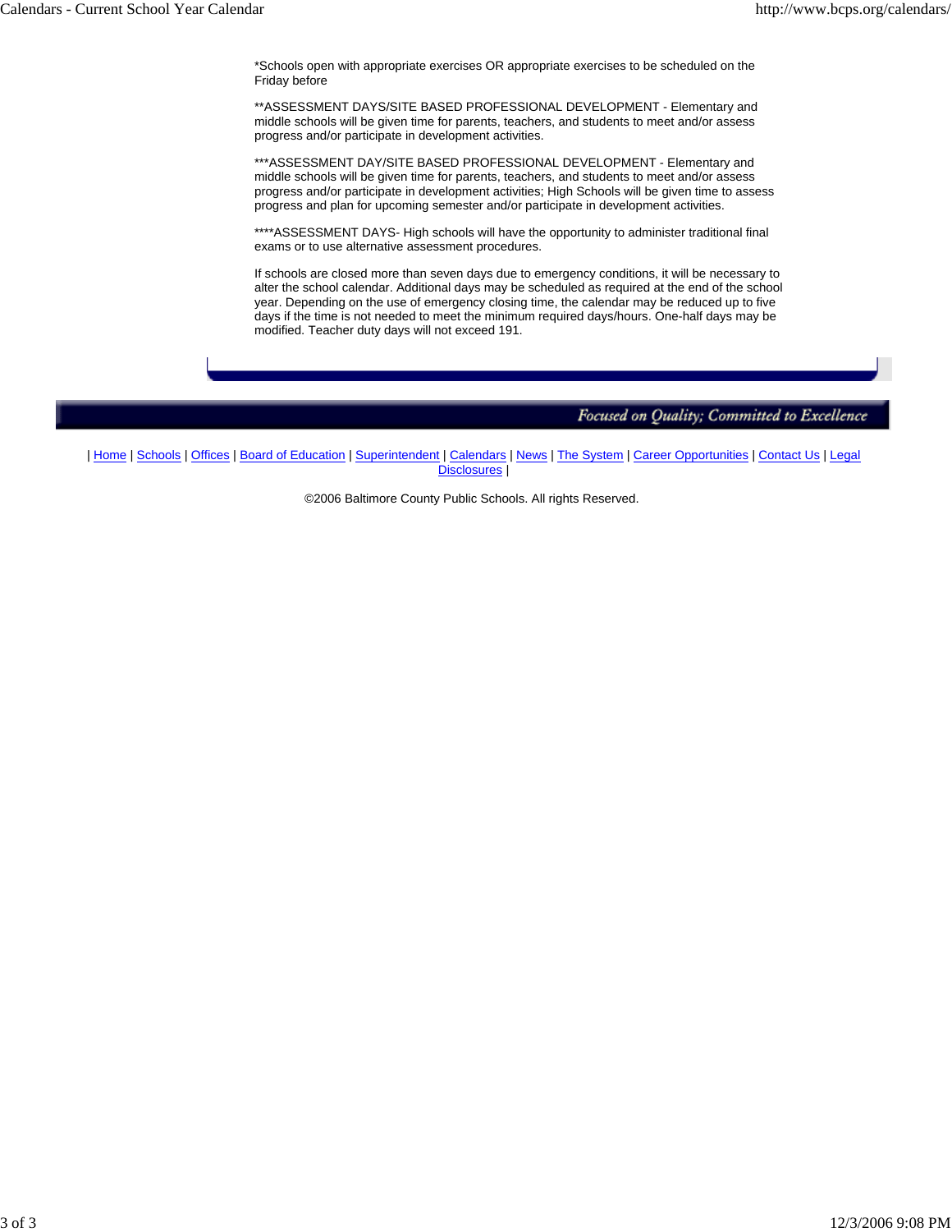*Schools open with appropriate exercises OR appropriate exercises to be scheduled on the Friday before

**ASSESSMENT DAYS/SITE BASED PROFESSIONAL DEVELOPMENT - Elementary and middle schools will be given time for parents, teachers, and students to meet and/or assess progress and/or participate in development activities.

***ASSESSMENT DAY/SITE BASED PROFESSIONAL DEVELOPMENT - Elementary and middle schools will be given time for parents, teachers, and students to meet and/or assess progress and/or participate in development activities; High Schools will be given time to assess progress and plan for upcoming semester and/or participate in development activities.

****ASSESSMENT DAYS- High schools will have the opportunity to administer traditional final exams or to use alternative assessment procedures.

If schools are closed more than seven days due to emergency conditions, it will be necessary to alter the school calendar. Additional days may be scheduled as required at the end of the school year. Depending on the use of emergency closing time, the calendar may be reduced up to five days if the time is not needed to meet the minimum required days/hours. One-half days may be modified. Teacher duty days will not exceed 191.

*Focused on Quality; Committed to Excellence*

| Home | Schools | Offices | Board of Education | Superintendent | Calendars | News | The System | Career Opportunities | Contact Us | Legal Disclosures |

©2006 Baltimore County Public Schools. All rights Reserved.